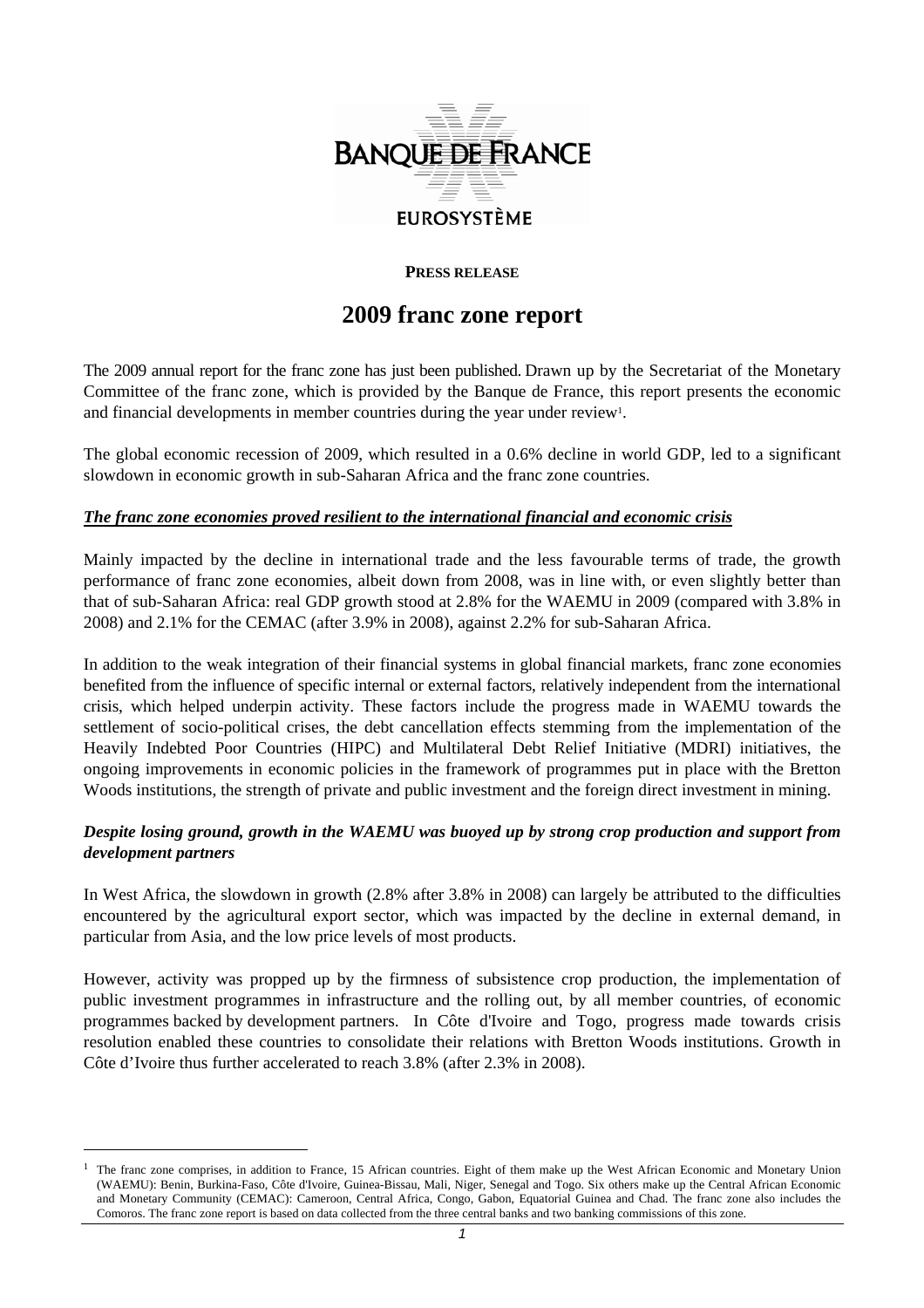BANQUE DE FRANCE

EUROSYSTÈME

**PRESS RELEASE**

# 2009 franc zone report

The 2009 annual report for the franc zone has just been published. Drawn up by the Secretariat of the Monetary Committee of the franc zone, which is provided by the Banque de France, this report presents the economic and financial developments in member countries during the year under review[1].

The global economic recession of 2009, which resulted in a 0.6% decline in world GDP, led to a significant slowdown in economic growth in sub-Saharan Africa and the franc zone countries.

***The franc zone economies proved resilient to the international financial and economic crisis***

Mainly impacted by the decline in international trade and the less favourable terms of trade, the growth performance of franc zone economies, albeit down from 2008, was in line with, or even slightly better than that of sub-Saharan Africa: real GDP growth stood at 2.8% for the WAEMU in 2009 (compared with 3.8% in 2008) and 2.1% for the CEMAC (after 3.9% in 2008), against 2.2% for sub-Saharan Africa.

In addition to the weak integration of their financial systems in global financial markets, franc zone economies benefited from the influence of specific internal or external factors, relatively independent from the international crisis, which helped underpin activity. These factors include the progress made in WAEMU towards the settlement of socio-political crises, the debt cancellation effects stemming from the implementation of the Heavily Indebted Poor Countries (HIPC) and Multilateral Debt Relief Initiative (MDRI) initiatives, the ongoing improvements in economic policies in the framework of programmes put in place with the Bretton Woods institutions, the strength of private and public investment and the foreign direct investment in mining.

***Despite losing ground, growth in the WAEMU was buoyed up by strong crop production and support from development partners***

In West Africa, the slowdown in growth (2.8% after 3.8% in 2008) can largely be attributed to the difficulties encountered by the agricultural export sector, which was impacted by the decline in external demand, in particular from Asia, and the low price levels of most products.

However, activity was propped up by the firmness of subsistence crop production, the implementation of public investment programmes in infrastructure and the rolling out, by all member countries, of economic programmes backed by development partners. In Côte d'Ivoire and Togo, progress made towards crisis resolution enabled these countries to consolidate their relations with Bretton Woods institutions. Growth in Côte d'Ivoire thus further accelerated to reach 3.8% (after 2.3% in 2008).

---

[1] The franc zone comprises, in addition to France, 15 African countries. Eight of them make up the West African Economic and Monetary Union (WAEMU): Benin, Burkina-Faso, Côte d'Ivoire, Guinea-Bissau, Mali, Niger, Senegal and Togo. Six others make up the Central African Economic and Monetary Community (CEMAC): Cameroon, Central Africa, Congo, Gabon, Equatorial Guinea and Chad. The franc zone also includes the Comoros. The franc zone report is based on data collected from the three central banks and two banking commissions of this zone.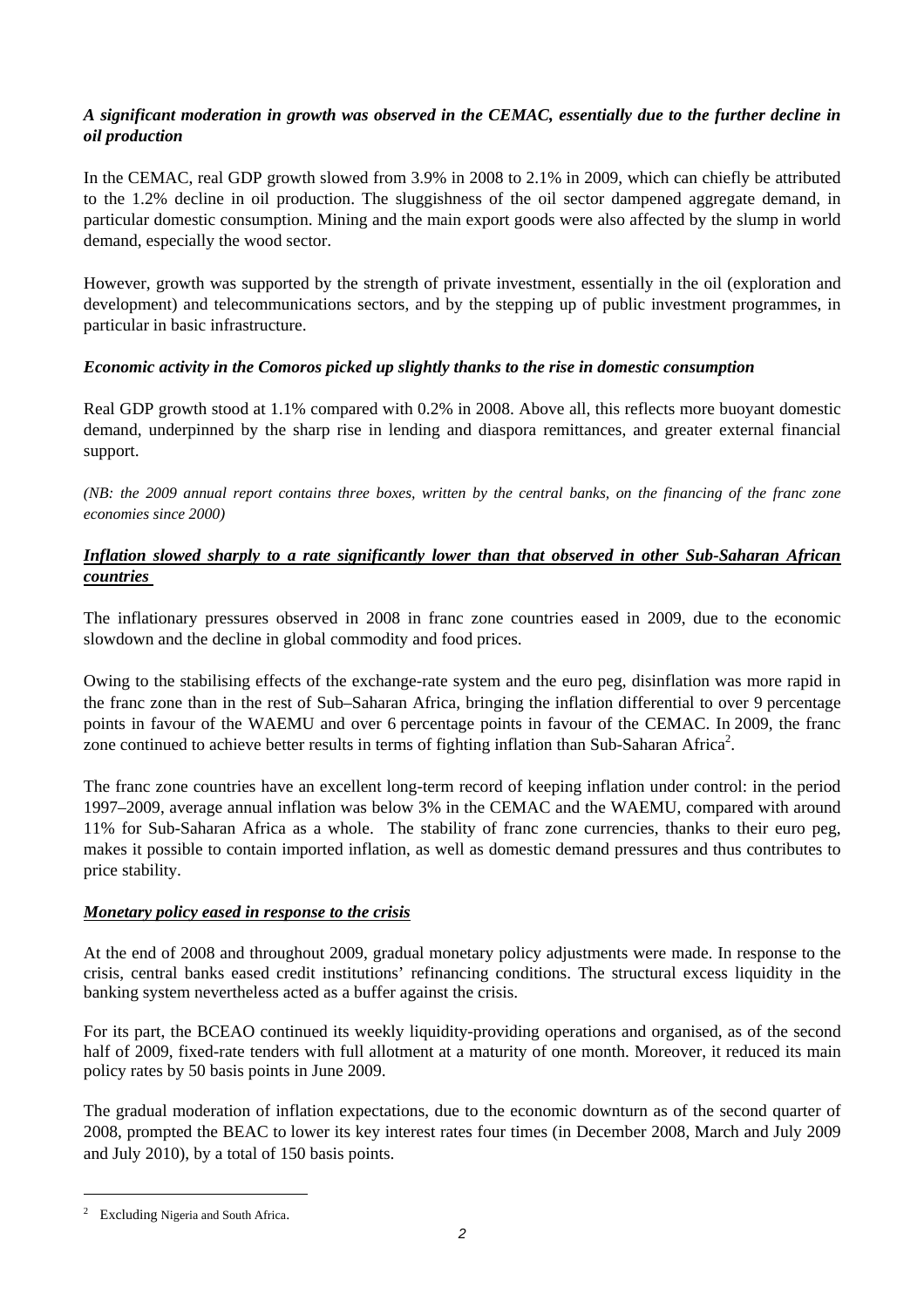***A significant moderation in growth was observed in the CEMAC, essentially due to the further decline in oil production***

In the CEMAC, real GDP growth slowed from 3.9% in 2008 to 2.1% in 2009, which can chiefly be attributed to the 1.2% decline in oil production. The sluggishness of the oil sector dampened aggregate demand, in particular domestic consumption. Mining and the main export goods were also affected by the slump in world demand, especially the wood sector.

However, growth was supported by the strength of private investment, essentially in the oil (exploration and development) and telecommunications sectors, and by the stepping up of public investment programmes, in particular in basic infrastructure.

***Economic activity in the Comoros picked up slightly thanks to the rise in domestic consumption***

Real GDP growth stood at 1.1% compared with 0.2% in 2008. Above all, this reflects more buoyant domestic demand, underpinned by the sharp rise in lending and diaspora remittances, and greater external financial support.

*(NB: the 2009 annual report contains three boxes, written by the central banks, on the financing of the franc zone economies since 2000)*

***Inflation slowed sharply to a rate significantly lower than that observed in other Sub-Saharan African countries***

The inflationary pressures observed in 2008 in franc zone countries eased in 2009, due to the economic slowdown and the decline in global commodity and food prices.

Owing to the stabilising effects of the exchange-rate system and the euro peg, disinflation was more rapid in the franc zone than in the rest of Sub–Saharan Africa, bringing the inflation differential to over 9 percentage points in favour of the WAEMU and over 6 percentage points in favour of the CEMAC. In 2009, the franc zone continued to achieve better results in terms of fighting inflation than Sub-Saharan Africa[2].

The franc zone countries have an excellent long-term record of keeping inflation under control: in the period 1997–2009, average annual inflation was below 3% in the CEMAC and the WAEMU, compared with around 11% for Sub-Saharan Africa as a whole. The stability of franc zone currencies, thanks to their euro peg, makes it possible to contain imported inflation, as well as domestic demand pressures and thus contributes to price stability.

***Monetary policy eased in response to the crisis***

At the end of 2008 and throughout 2009, gradual monetary policy adjustments were made. In response to the crisis, central banks eased credit institutions' refinancing conditions. The structural excess liquidity in the banking system nevertheless acted as a buffer against the crisis.

For its part, the BCEAO continued its weekly liquidity-providing operations and organised, as of the second half of 2009, fixed-rate tenders with full allotment at a maturity of one month. Moreover, it reduced its main policy rates by 50 basis points in June 2009.

The gradual moderation of inflation expectations, due to the economic downturn as of the second quarter of 2008, prompted the BEAC to lower its key interest rates four times (in December 2008, March and July 2009 and July 2010), by a total of 150 basis points.

[2] Excluding Nigeria and South Africa.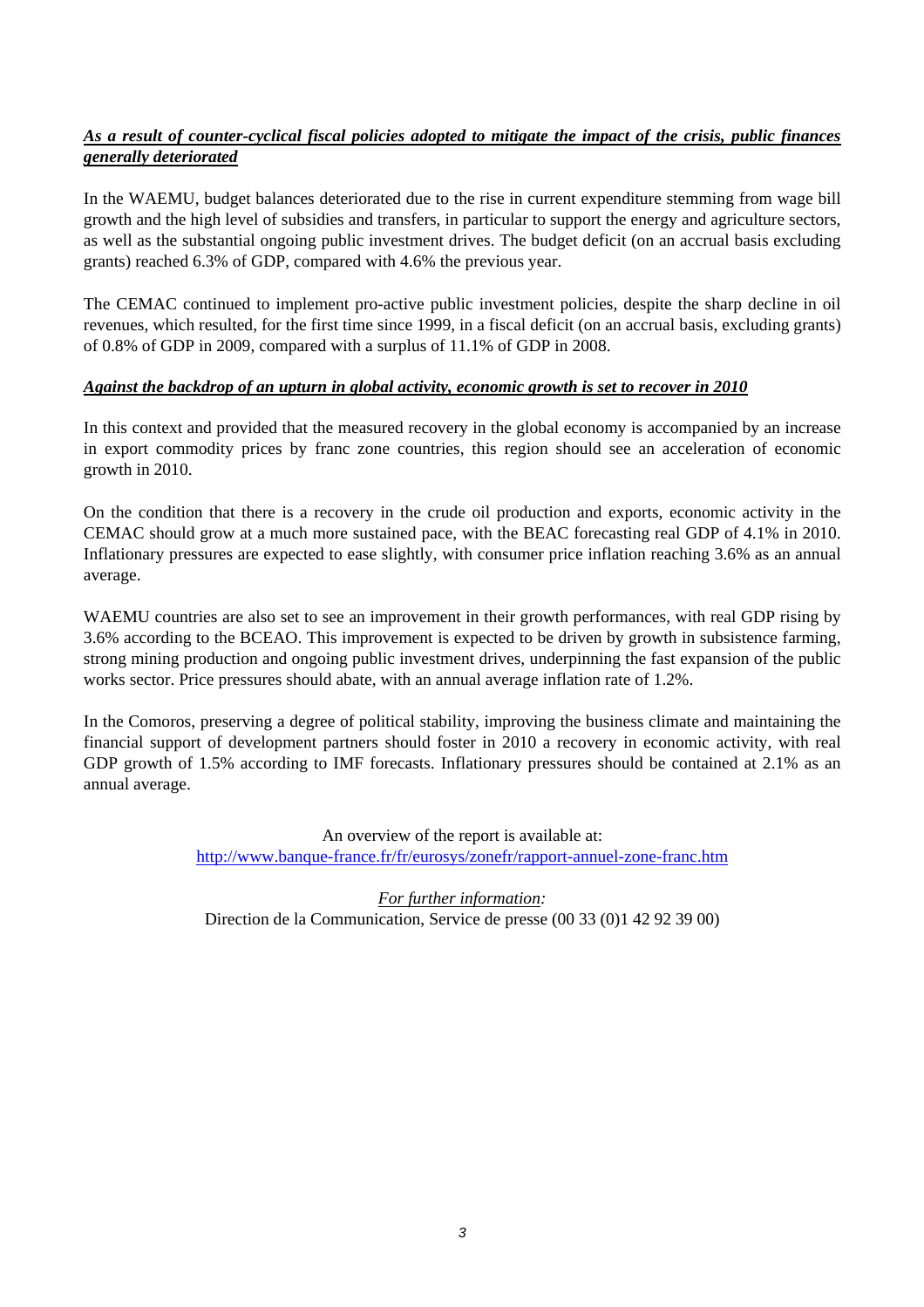***As a result of counter-cyclical fiscal policies adopted to mitigate the impact of the crisis, public finances generally deteriorated***

In the WAEMU, budget balances deteriorated due to the rise in current expenditure stemming from wage bill growth and the high level of subsidies and transfers, in particular to support the energy and agriculture sectors, as well as the substantial ongoing public investment drives. The budget deficit (on an accrual basis excluding grants) reached 6.3% of GDP, compared with 4.6% the previous year.

The CEMAC continued to implement pro-active public investment policies, despite the sharp decline in oil revenues, which resulted, for the first time since 1999, in a fiscal deficit (on an accrual basis, excluding grants) of 0.8% of GDP in 2009, compared with a surplus of 11.1% of GDP in 2008.

***Against the backdrop of an upturn in global activity, economic growth is set to recover in 2010***

In this context and provided that the measured recovery in the global economy is accompanied by an increase in export commodity prices by franc zone countries, this region should see an acceleration of economic growth in 2010.

On the condition that there is a recovery in the crude oil production and exports, economic activity in the CEMAC should grow at a much more sustained pace, with the BEAC forecasting real GDP of 4.1% in 2010. Inflationary pressures are expected to ease slightly, with consumer price inflation reaching 3.6% as an annual average.

WAEMU countries are also set to see an improvement in their growth performances, with real GDP rising by 3.6% according to the BCEAO. This improvement is expected to be driven by growth in subsistence farming, strong mining production and ongoing public investment drives, underpinning the fast expansion of the public works sector. Price pressures should abate, with an annual average inflation rate of 1.2%.

In the Comoros, preserving a degree of political stability, improving the business climate and maintaining the financial support of development partners should foster in 2010 a recovery in economic activity, with real GDP growth of 1.5% according to IMF forecasts. Inflationary pressures should be contained at 2.1% as an annual average.

An overview of the report is available at:
http://www.banque-france.fr/fr/eurosys/zonefr/rapport-annuel-zone-franc.htm

*For further information:*
Direction de la Communication, Service de presse (00 33 (0)1 42 92 39 00)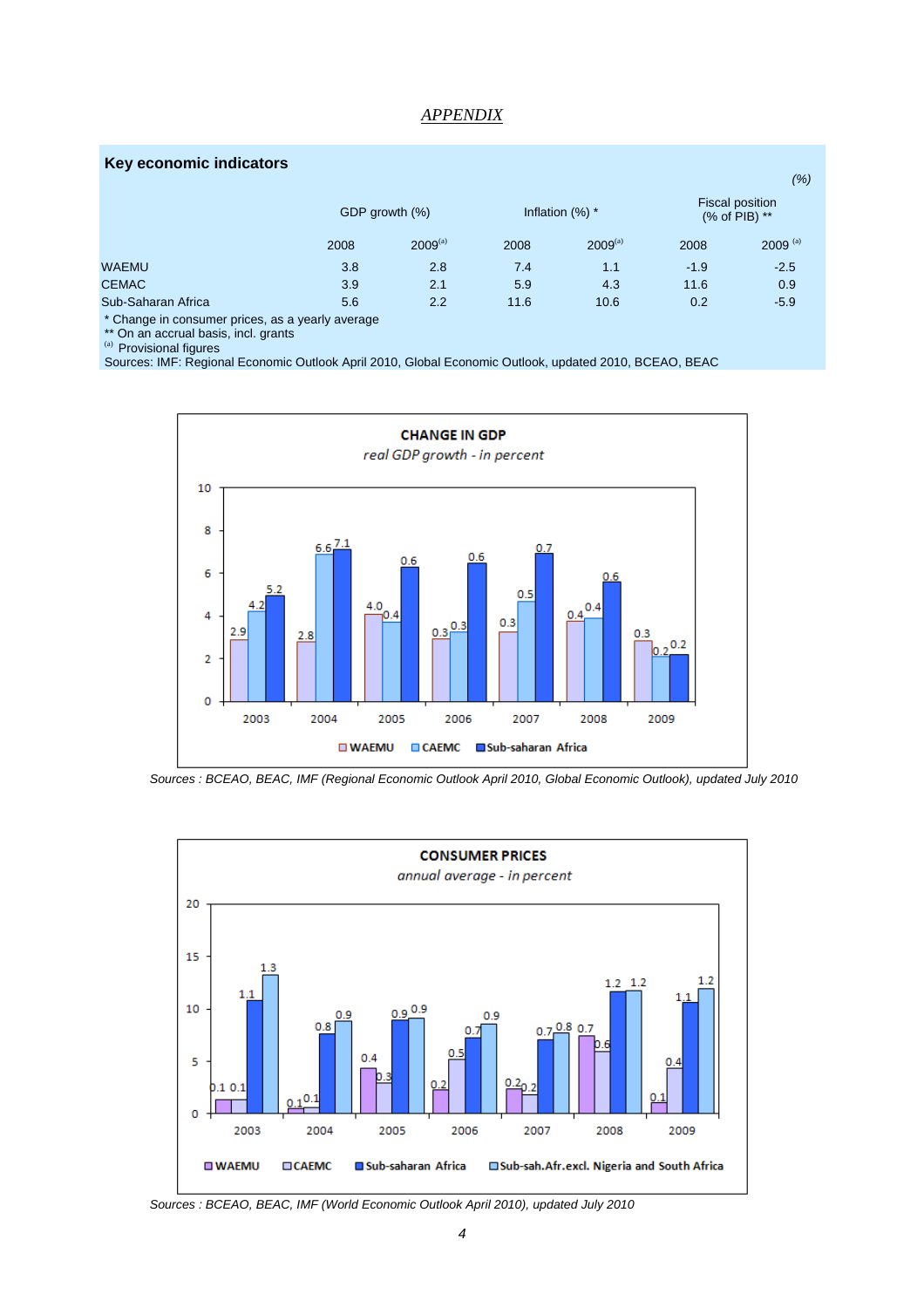*APPENDIX*

## Key economic indicators

*(%)*

| | GDP growth (%) | | Inflation (%) * | | Fiscal position (% of PIB) ** | |
|---|---|---|---|---|---|---|
| | 2008 | 2009[(a)] | 2008 | 2009[(a)] | 2008 | 2009 [(a)] |
| WAEMU | 3.8 | 2.8 | 7.4 | 1.1 | -1.9 | -2.5 |
| CEMAC | 3.9 | 2.1 | 5.9 | 4.3 | 11.6 | 0.9 |
| Sub-Saharan Africa | 5.6 | 2.2 | 11.6 | 10.6 | 0.2 | -5.9 |

\* Change in consumer prices, as a yearly average
\*\* On an accrual basis, incl. grants
[(a)] Provisional figures
Sources: IMF: Regional Economic Outlook April 2010, Global Economic Outlook, updated 2010, BCEAO, BEAC

**CHANGE IN GDP**
*real GDP growth - in percent*

10
8
6
4
2
0

2.9 4.2 5.2 — 2003
2.8 6.6 7.1 — 2004
4.0 0.4 0.6 — 2005
0.3 0.3 0.6 — 2006
0.3 0.5 0.7 — 2007
0.4 0.4 0.6 — 2008
0.3 0.2 0.2 — 2009

WAEMU | CAEMC | Sub-saharan Africa

*Sources : BCEAO, BEAC, IMF (Regional Economic Outlook April 2010, Global Economic Outlook), updated July 2010*

**CONSUMER PRICES**
*annual average - in percent*

20
15
10
5
0

0.1 0.1 1.1 1.3 — 2003
0.1 0.1 0.8 0.9 — 2004
0.4 0.3 0.9 0.9 — 2005
0.2 0.5 0.7 0.9 — 2006
0.2 0.2 0.7 0.8 — 2007
0.7 0.6 1.2 1.2 — 2008
0.1 0.4 1.1 1.2 — 2009

WAEMU | CAEMC | Sub-saharan Africa | Sub-sah.Afr.excl. Nigeria and South Africa

*Sources : BCEAO, BEAC, IMF (World Economic Outlook April 2010), updated July 2010*